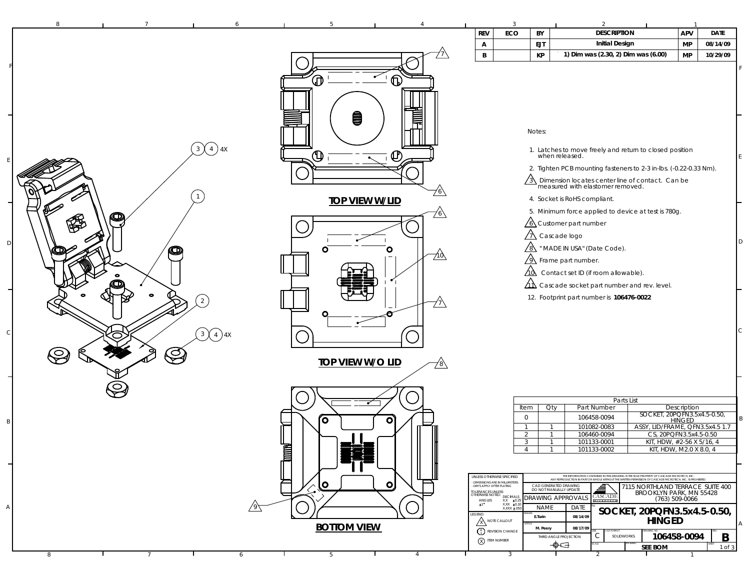| REV | ECO | BY | DESCRIPTION | APV | DATE |
|---|---|---|---|---|---|
| A | | EJT | Initial Design | MP | 08/14/09 |
| B | | KP | 1) Dim was (2.30, 2) Dim was (6.00) | MP | 10/29/09 |

TOP VIEW W/LID

TOP VIEW W/O LID

BOTTOM VIEW

Notes:

1. Latches to move freely and return to closed position when released.
2. Tighten PCB mounting fasteners to 2-3 in-lbs. (-0.22-0.33 Nm).
3. Dimension locates center line of contact. Can be measured with elastomer removed.
4. Socket is RoHS compliant.
5. Minimum force applied to device at test is 780g.
6. Customer part number
7. Cascade logo
8. "MADE IN USA" (Date Code).
9. Frame part number.
10. Contact set ID (if room allowable).
11. Cascade socket part number and rev. level.
12. Footprint part number is **106476-0022**

| Parts List | | | |
|---|---|---|---|
| Item | Qty | Part Number | Description |
| 0 | | 106458-0094 | SOCKET, 20PQFN3.5x4.5-0.50, HINGED |
| 1 | 1 | 101082-0083 | ASSY, LID/FRAME, QFN3.5x4.5 1.7 |
| 2 | 1 | 106460-0094 | CS, 20PQFN3.5x4.5-0.50 |
| 3 | 1 | 101133-0001 | KIT, HDW, #2-56 X 5/16, 4 |
| 4 | 1 | 101133-0002 | KIT, HDW, M2.0 X 8.0, 4 |

UNLESS OTHERWISE SPECIFIED
- DIMENSIONS ARE IN MILLIMETERS
- DIM'S APPLY AFTER PLATING

TOLERANCES UNLESS OTHERWISE NOTED: ANGLES ±1° DECIMALS X.X ±0.25 X.XX ±0.10 X.XXX ±.050

THE INFORMATION CONTAINED IN THIS DRAWING IS THE SOLE PROPERTY OF CASCADE MICROTECH, INC. ANY REPRODUCTION IN PART OR WHOLE WITHOUT THE WRITTEN PERMISSION OF CASCADE MICROTECH, INC. IS PROHIBITED.

CAD GENERATED DRAWING DO NOT MANUALLY UPDATE

7115 NORTHLAND TERRACE SUITE 400
BROOKLYN PARK, MN 55428
(763) 509-0066

| DRAWING APPROVALS | |
|---|---|
| NAME | DATE |
| DRAWN: E.Turin | 08/14/09 |
| APPD: M. Peery | 08/17/09 |

LEGEND:
- NOTE CALLOUT
- REVISION CHANGE
- ITEM NUMBER

THIRD ANGLE PROJECTION

TITLE: **SOCKET, 20PQFN3.5x4.5-0.50, HINGED**

SIZE: C | CAD FORMAT: SOLIDWORKS | DRAWING NO.: **106458-0094** | REV.: **B**

MATERIAL: SEE BOM | SHEET 1 of 3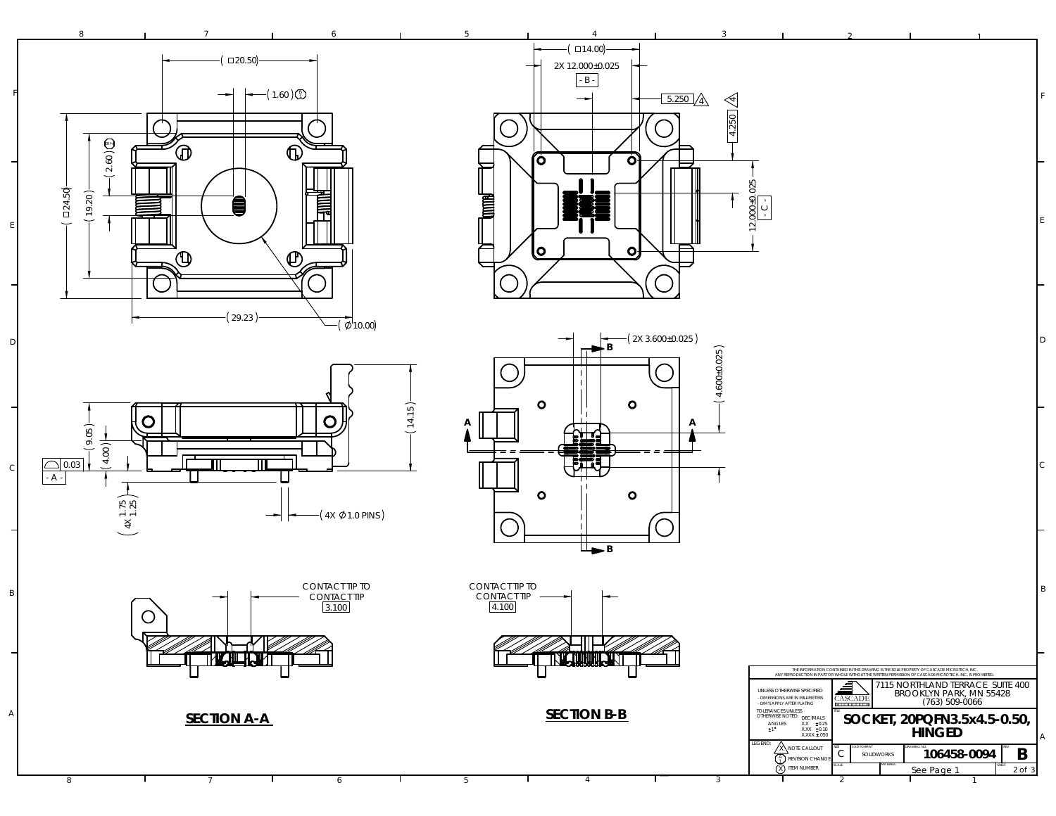( □20.50 )

( 1.60 )

( □24.50 )

( 19.20 )

( 2.60 )

( 29.23 )

( ∅10.00 )

( □14.00 )

2X 12.000±0.025

- B -

5.250 4

4.250 4

12.000±0.025

- C -

( 2X 3.600±0.025 )

( 4.600±0.025 )

B

A

A

B

( 9.05 )

( 4.00 )

( 14.15 )

0.03

- A -

( 4X 1.75 1.25 )

( 4X ∅1.0 PINS )

CONTACT TIP TO CONTACT TIP 3.100

CONTACT TIP TO CONTACT TIP 4.100

**SECTION A-A**

**SECTION B-B**

THE INFORMATION CONTAINED IN THIS DRAWING IS THE SOLE PROPERTY OF CASCADE MICROTECH, INC. ANY REPRODUCTION IN PART OR WHOLE WITHOUT THE WRITTEN PERMISSION OF CASCADE MICROTECH, INC. IS PROHIBITED.

UNLESS OTHERWISE SPECIFIED
- DIMENSIONS ARE IN MILLIMETERS
- DIM'S APPLY AFTER PLATING

TOLERANCES UNLESS OTHERWISE NOTED:

| ANGLES | DECIMALS | |
|---|---|---|
| ±1° | X.X | ±0.25 |
| | X.XX | ±0.10 |
| | X.XXX | ±.050 |

LEGEND:
- X NOTE CALLOUT
- 1 REVISION CHANGE
- X ITEM NUMBER

CASCADE

7115 NORTHLAND TERRACE SUITE 400
BROOKLYN PARK, MN 55428
(763) 509-0066

**SOCKET, 20PQFN3.5x4.5-0.50, HINGED**

| SIZE | CAD FORMAT | DRAWING NO. | REV. |
|---|---|---|---|
| C | SOLIDWORKS | 106458-0094 | B |

SCALE | MATERIAL: See Page 1 | SHEET 2 of 3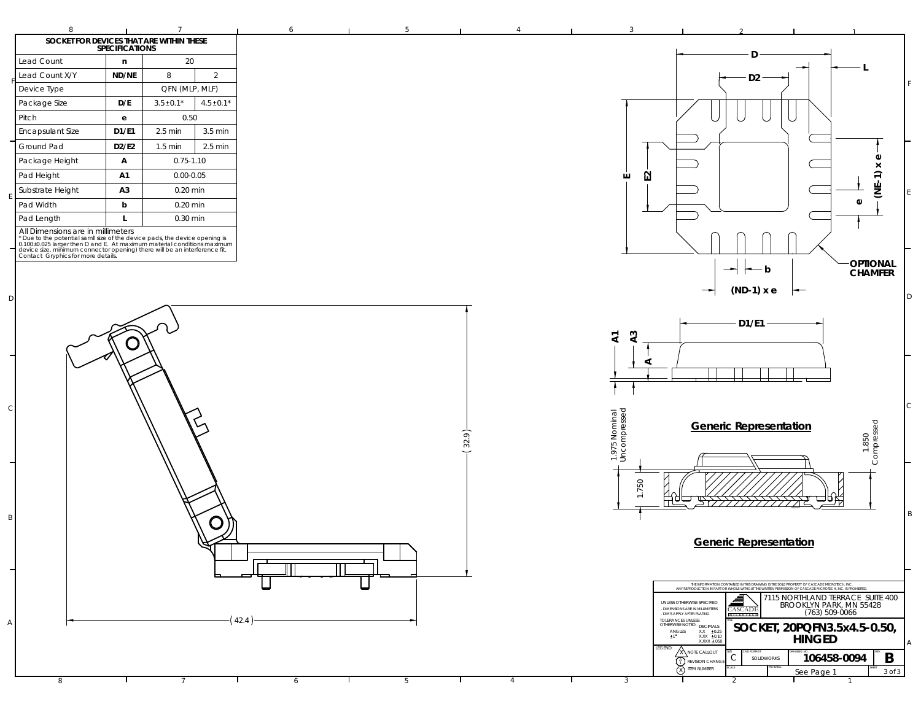| SOCKET FOR DEVICES THAT ARE WITHIN THESE SPECIFICATIONS | | | |
|---|---|---|---|
| Lead Count | n | 20 | |
| Lead Count X/Y | ND/NE | 8 | 2 |
| Device Type | | QFN (MLP, MLF) | |
| Package Size | D/E | 3.5±0.1* | 4.5±0.1* |
| Pitch | e | 0.50 | |
| Encapsulant Size | D1/E1 | 2.5 min | 3.5 min |
| Ground Pad | D2/E2 | 1.5 min | 2.5 min |
| Package Height | A | 0.75-1.10 | |
| Pad Height | A1 | 0.00-0.05 | |
| Substrate Height | A3 | 0.20 min | |
| Pad Width | b | 0.20 min | |
| Pad Length | L | 0.30 min | |

All Dimensions are in millimeters

* Due to the potential samll size of the device pads, the device opening is 0.100±0.025 larger then D and E. At maximum material conditions maximum device size, minimum connector opening) there will be an interference fit. Contact Gryphics for more details.

D
D2
L
E
E2
e
(NE-1) x e
b
(ND-1) x e
OPTIONAL CHAMFER

D1/E1
A1
A3
A

Generic Representation

1.975 Nominal Uncompressed
1.750
1.850 Compressed

Generic Representation

(32.9)
(42.4)

THE INFORMATION CONTAINED IN THIS DRAWING IS THE SOLE PROPERTY OF CASCADE MICROTECH, INC. ANY REPRODUCTION IN PART OR WHOLE WITHOUT THE WRITTEN PERMISSION OF CASCADE MICROTECH, INC. IS PROHIBITED.

UNLESS OTHERWISE SPECIFIED
- DIMENSIONS ARE IN MILLIMETERS
- DIM'S APPLY AFTER PLATING

TOLERANCES UNLESS OTHERWISE NOTED:
ANGLES ±1°
DECIMALS X.X ±0.25, X.XX ±0.10, X.XXX ±.050

LEGEND:
X NOTE CALLOUT
X REVISION CHANGE
X ITEM NUMBER

CASCADE MICROTECH
7115 NORTHLAND TERRACE SUITE 400
BROOKLYN PARK, MN 55428
(763) 509-0066

TITLE: SOCKET, 20PQFN3.5x4.5-0.50, HINGED

SIZE: C
CAD FORMAT: SOLIDWORKS
DRAWING NO.: 106458-0094
REV.: B
SCALE:
MATERIAL: See Page 1
SHEET: 3 of 3